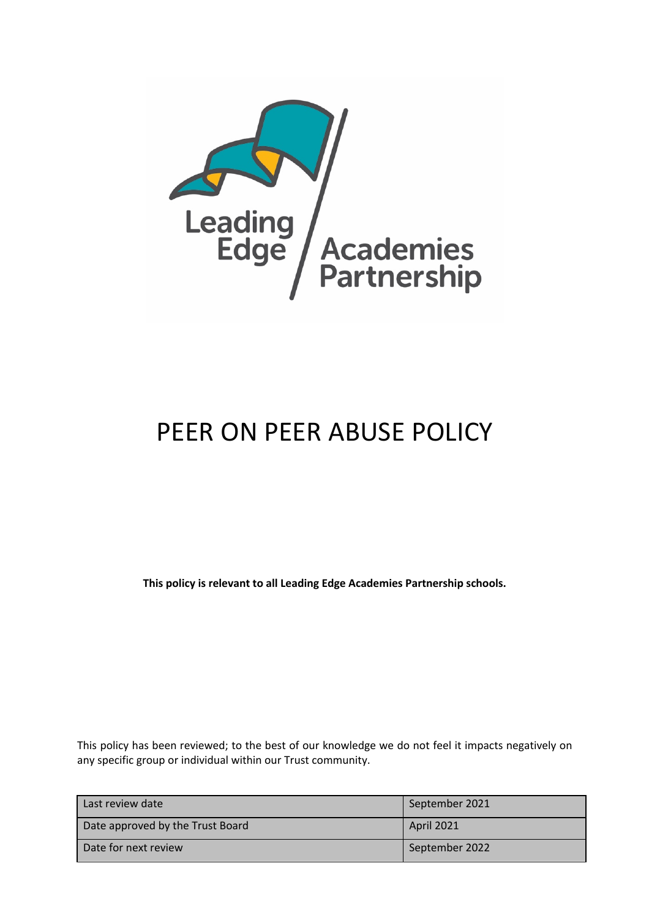# PEER ON PEER ABUSE POLICY

**This policy is relevant to all Leading Edge Academies Partnership schools.**

This policy has been reviewed; to the best of our knowledge we do not feel it impacts negatively on any specific group or individual within our Trust community.

| | |
|---|---|
| Last review date | September 2021 |
| Date approved by the Trust Board | April 2021 |
| Date for next review | September 2022 |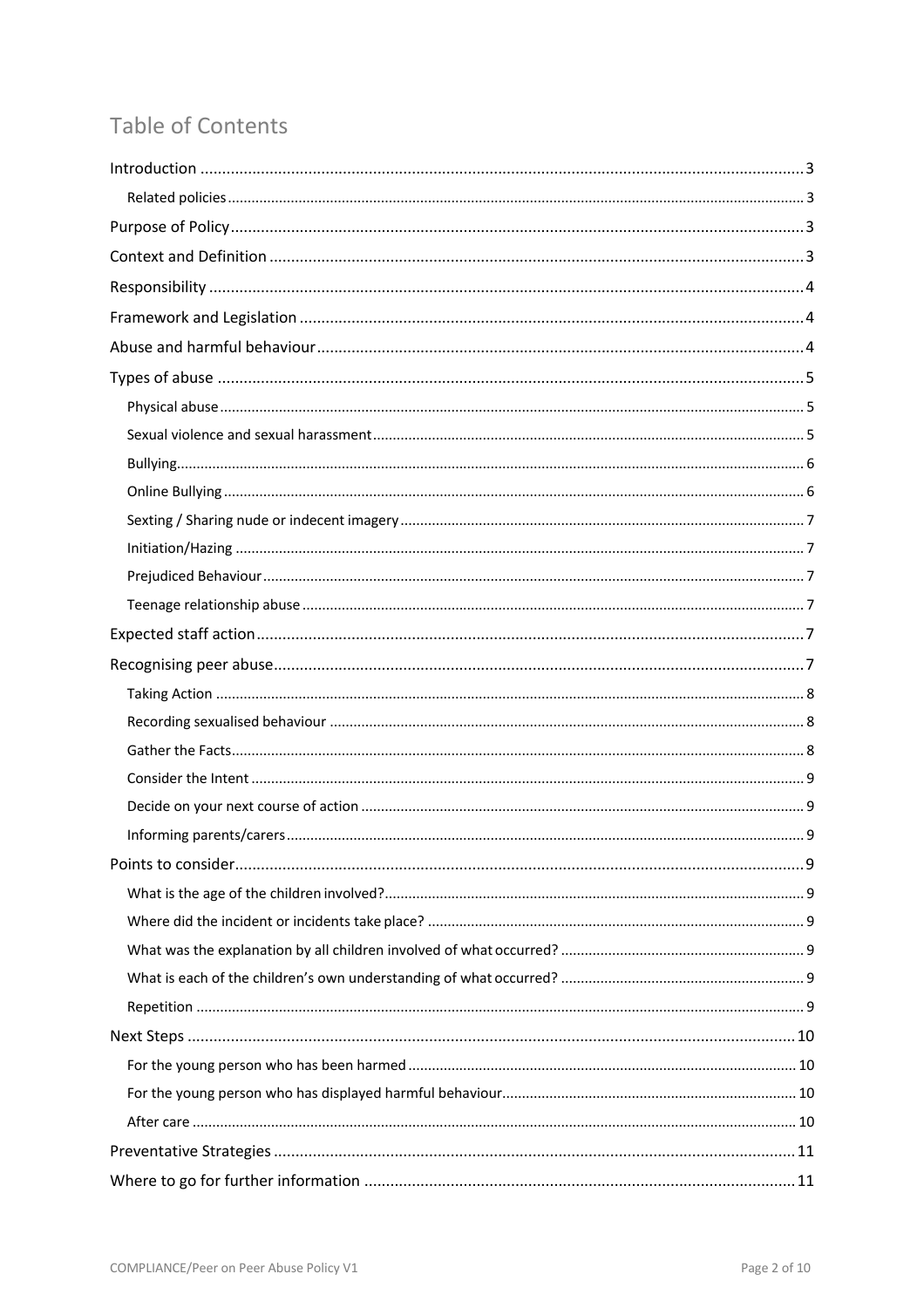# Table of Contents

- Introduction ... 3
  - Related policies ... 3
- Purpose of Policy ... 3
- Context and Definition ... 3
- Responsibility ... 4
- Framework and Legislation ... 4
- Abuse and harmful behaviour ... 4
- Types of abuse ... 5
  - Physical abuse ... 5
  - Sexual violence and sexual harassment ... 5
  - Bullying ... 6
  - Online Bullying ... 6
  - Sexting / Sharing nude or indecent imagery ... 7
  - Initiation/Hazing ... 7
  - Prejudiced Behaviour ... 7
  - Teenage relationship abuse ... 7
- Expected staff action ... 7
- Recognising peer abuse ... 7
  - Taking Action ... 8
  - Recording sexualised behaviour ... 8
  - Gather the Facts ... 8
  - Consider the Intent ... 9
  - Decide on your next course of action ... 9
  - Informing parents/carers ... 9
- Points to consider ... 9
  - What is the age of the children involved? ... 9
  - Where did the incident or incidents take place? ... 9
  - What was the explanation by all children involved of what occurred? ... 9
  - What is each of the children's own understanding of what occurred? ... 9
  - Repetition ... 9
- Next Steps ... 10
  - For the young person who has been harmed ... 10
  - For the young person who has displayed harmful behaviour ... 10
  - After care ... 10
- Preventative Strategies ... 11
- Where to go for further information ... 11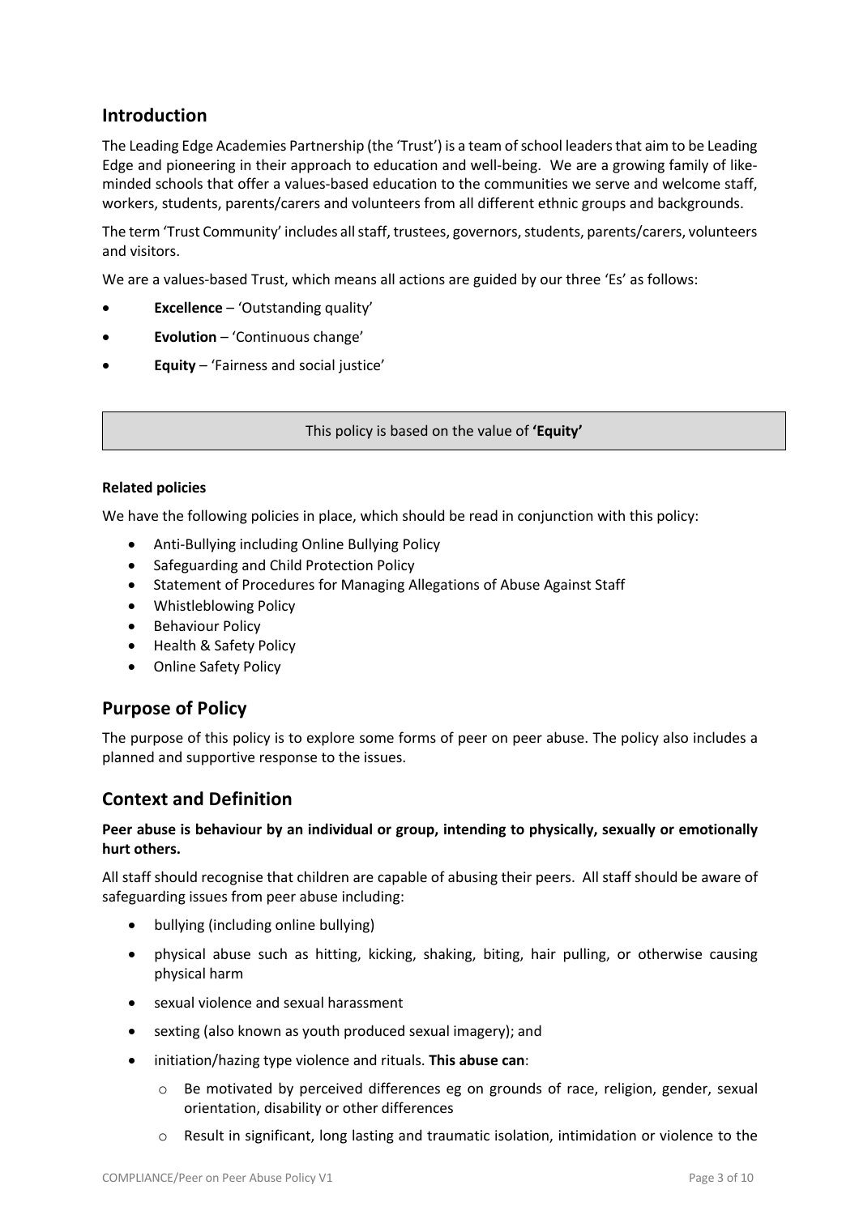## Introduction

The Leading Edge Academies Partnership (the 'Trust') is a team of school leaders that aim to be Leading Edge and pioneering in their approach to education and well-being. We are a growing family of like-minded schools that offer a values-based education to the communities we serve and welcome staff, workers, students, parents/carers and volunteers from all different ethnic groups and backgrounds.

The term 'Trust Community' includes all staff, trustees, governors, students, parents/carers, volunteers and visitors.

We are a values-based Trust, which means all actions are guided by our three 'Es' as follows:

- **Excellence** – 'Outstanding quality'
- **Evolution** – 'Continuous change'
- **Equity** – 'Fairness and social justice'

| This policy is based on the value of **'Equity'** |
|---|

**Related policies**

We have the following policies in place, which should be read in conjunction with this policy:

- Anti-Bullying including Online Bullying Policy
- Safeguarding and Child Protection Policy
- Statement of Procedures for Managing Allegations of Abuse Against Staff
- Whistleblowing Policy
- Behaviour Policy
- Health & Safety Policy
- Online Safety Policy

## Purpose of Policy

The purpose of this policy is to explore some forms of peer on peer abuse. The policy also includes a planned and supportive response to the issues.

## Context and Definition

**Peer abuse is behaviour by an individual or group, intending to physically, sexually or emotionally hurt others.**

All staff should recognise that children are capable of abusing their peers. All staff should be aware of safeguarding issues from peer abuse including:

- bullying (including online bullying)
- physical abuse such as hitting, kicking, shaking, biting, hair pulling, or otherwise causing physical harm
- sexual violence and sexual harassment
- sexting (also known as youth produced sexual imagery); and
- initiation/hazing type violence and rituals. **This abuse can**:
  - Be motivated by perceived differences eg on grounds of race, religion, gender, sexual orientation, disability or other differences
  - Result in significant, long lasting and traumatic isolation, intimidation or violence to the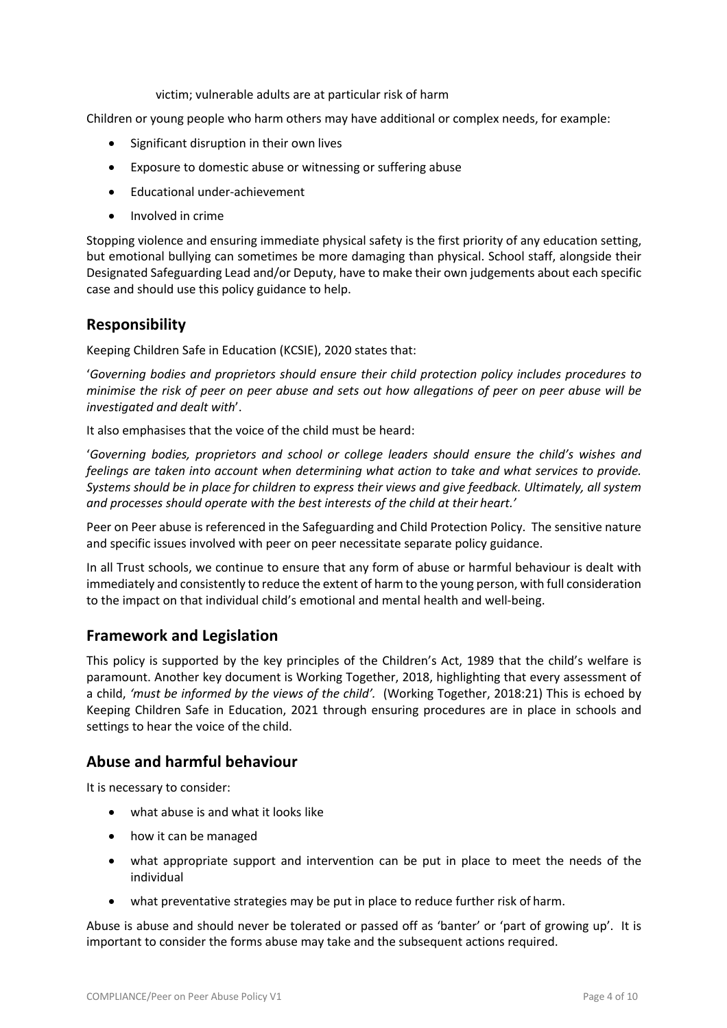victim; vulnerable adults are at particular risk of harm

Children or young people who harm others may have additional or complex needs, for example:

- Significant disruption in their own lives
- Exposure to domestic abuse or witnessing or suffering abuse
- Educational under-achievement
- Involved in crime

Stopping violence and ensuring immediate physical safety is the first priority of any education setting, but emotional bullying can sometimes be more damaging than physical. School staff, alongside their Designated Safeguarding Lead and/or Deputy, have to make their own judgements about each specific case and should use this policy guidance to help.

## Responsibility

Keeping Children Safe in Education (KCSIE), 2020 states that:

'*Governing bodies and proprietors should ensure their child protection policy includes procedures to minimise the risk of peer on peer abuse and sets out how allegations of peer on peer abuse will be investigated and dealt with*'.

It also emphasises that the voice of the child must be heard:

'*Governing bodies, proprietors and school or college leaders should ensure the child's wishes and feelings are taken into account when determining what action to take and what services to provide. Systems should be in place for children to express their views and give feedback. Ultimately, all system and processes should operate with the best interests of the child at their heart.'*

Peer on Peer abuse is referenced in the Safeguarding and Child Protection Policy. The sensitive nature and specific issues involved with peer on peer necessitate separate policy guidance.

In all Trust schools, we continue to ensure that any form of abuse or harmful behaviour is dealt with immediately and consistently to reduce the extent of harm to the young person, with full consideration to the impact on that individual child's emotional and mental health and well-being.

## Framework and Legislation

This policy is supported by the key principles of the Children's Act, 1989 that the child's welfare is paramount. Another key document is Working Together, 2018, highlighting that every assessment of a child, *'must be informed by the views of the child'.* (Working Together, 2018:21) This is echoed by Keeping Children Safe in Education, 2021 through ensuring procedures are in place in schools and settings to hear the voice of the child.

## Abuse and harmful behaviour

It is necessary to consider:

- what abuse is and what it looks like
- how it can be managed
- what appropriate support and intervention can be put in place to meet the needs of the individual
- what preventative strategies may be put in place to reduce further risk of harm.

Abuse is abuse and should never be tolerated or passed off as 'banter' or 'part of growing up'. It is important to consider the forms abuse may take and the subsequent actions required.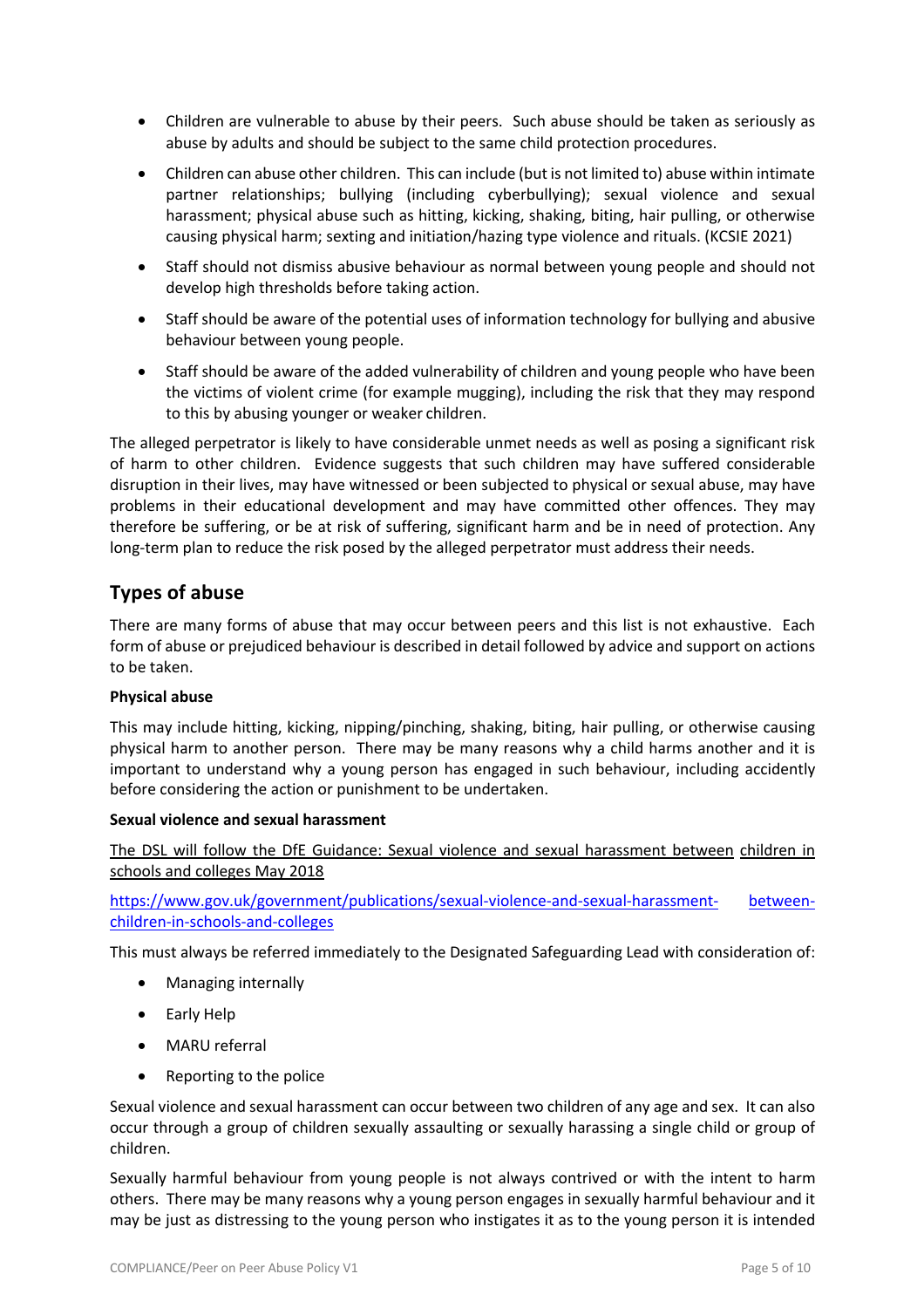- Children are vulnerable to abuse by their peers. Such abuse should be taken as seriously as abuse by adults and should be subject to the same child protection procedures.
- Children can abuse other children. This can include (but is not limited to) abuse within intimate partner relationships; bullying (including cyberbullying); sexual violence and sexual harassment; physical abuse such as hitting, kicking, shaking, biting, hair pulling, or otherwise causing physical harm; sexting and initiation/hazing type violence and rituals. (KCSIE 2021)
- Staff should not dismiss abusive behaviour as normal between young people and should not develop high thresholds before taking action.
- Staff should be aware of the potential uses of information technology for bullying and abusive behaviour between young people.
- Staff should be aware of the added vulnerability of children and young people who have been the victims of violent crime (for example mugging), including the risk that they may respond to this by abusing younger or weaker children.

The alleged perpetrator is likely to have considerable unmet needs as well as posing a significant risk of harm to other children. Evidence suggests that such children may have suffered considerable disruption in their lives, may have witnessed or been subjected to physical or sexual abuse, may have problems in their educational development and may have committed other offences. They may therefore be suffering, or be at risk of suffering, significant harm and be in need of protection. Any long-term plan to reduce the risk posed by the alleged perpetrator must address their needs.

## Types of abuse

There are many forms of abuse that may occur between peers and this list is not exhaustive. Each form of abuse or prejudiced behaviour is described in detail followed by advice and support on actions to be taken.

**Physical abuse**

This may include hitting, kicking, nipping/pinching, shaking, biting, hair pulling, or otherwise causing physical harm to another person. There may be many reasons why a child harms another and it is important to understand why a young person has engaged in such behaviour, including accidently before considering the action or punishment to be undertaken.

**Sexual violence and sexual harassment**

The DSL will follow the DfE Guidance: Sexual violence and sexual harassment between children in schools and colleges May 2018

https://www.gov.uk/government/publications/sexual-violence-and-sexual-harassment-between-children-in-schools-and-colleges

This must always be referred immediately to the Designated Safeguarding Lead with consideration of:

- Managing internally
- Early Help
- MARU referral
- Reporting to the police

Sexual violence and sexual harassment can occur between two children of any age and sex. It can also occur through a group of children sexually assaulting or sexually harassing a single child or group of children.

Sexually harmful behaviour from young people is not always contrived or with the intent to harm others. There may be many reasons why a young person engages in sexually harmful behaviour and it may be just as distressing to the young person who instigates it as to the young person it is intended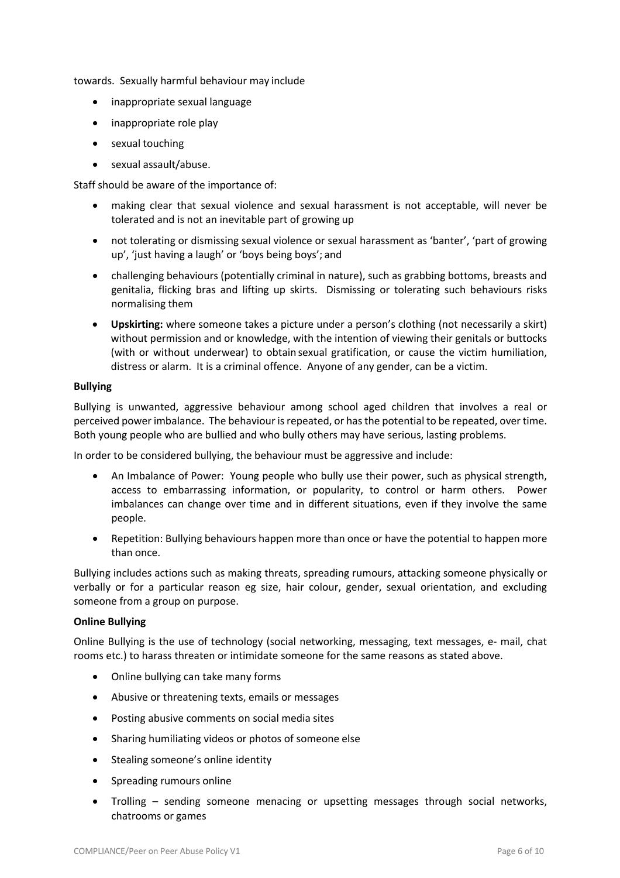towards. Sexually harmful behaviour may include

- inappropriate sexual language
- inappropriate role play
- sexual touching
- sexual assault/abuse.

Staff should be aware of the importance of:

- making clear that sexual violence and sexual harassment is not acceptable, will never be tolerated and is not an inevitable part of growing up
- not tolerating or dismissing sexual violence or sexual harassment as 'banter', 'part of growing up', 'just having a laugh' or 'boys being boys'; and
- challenging behaviours (potentially criminal in nature), such as grabbing bottoms, breasts and genitalia, flicking bras and lifting up skirts. Dismissing or tolerating such behaviours risks normalising them
- **Upskirting:** where someone takes a picture under a person's clothing (not necessarily a skirt) without permission and or knowledge, with the intention of viewing their genitals or buttocks (with or without underwear) to obtain sexual gratification, or cause the victim humiliation, distress or alarm. It is a criminal offence. Anyone of any gender, can be a victim.

**Bullying**

Bullying is unwanted, aggressive behaviour among school aged children that involves a real or perceived power imbalance. The behaviour is repeated, or has the potential to be repeated, over time. Both young people who are bullied and who bully others may have serious, lasting problems.

In order to be considered bullying, the behaviour must be aggressive and include:

- An Imbalance of Power: Young people who bully use their power, such as physical strength, access to embarrassing information, or popularity, to control or harm others. Power imbalances can change over time and in different situations, even if they involve the same people.
- Repetition: Bullying behaviours happen more than once or have the potential to happen more than once.

Bullying includes actions such as making threats, spreading rumours, attacking someone physically or verbally or for a particular reason eg size, hair colour, gender, sexual orientation, and excluding someone from a group on purpose.

**Online Bullying**

Online Bullying is the use of technology (social networking, messaging, text messages, e- mail, chat rooms etc.) to harass threaten or intimidate someone for the same reasons as stated above.

- Online bullying can take many forms
- Abusive or threatening texts, emails or messages
- Posting abusive comments on social media sites
- Sharing humiliating videos or photos of someone else
- Stealing someone's online identity
- Spreading rumours online
- Trolling – sending someone menacing or upsetting messages through social networks, chatrooms or games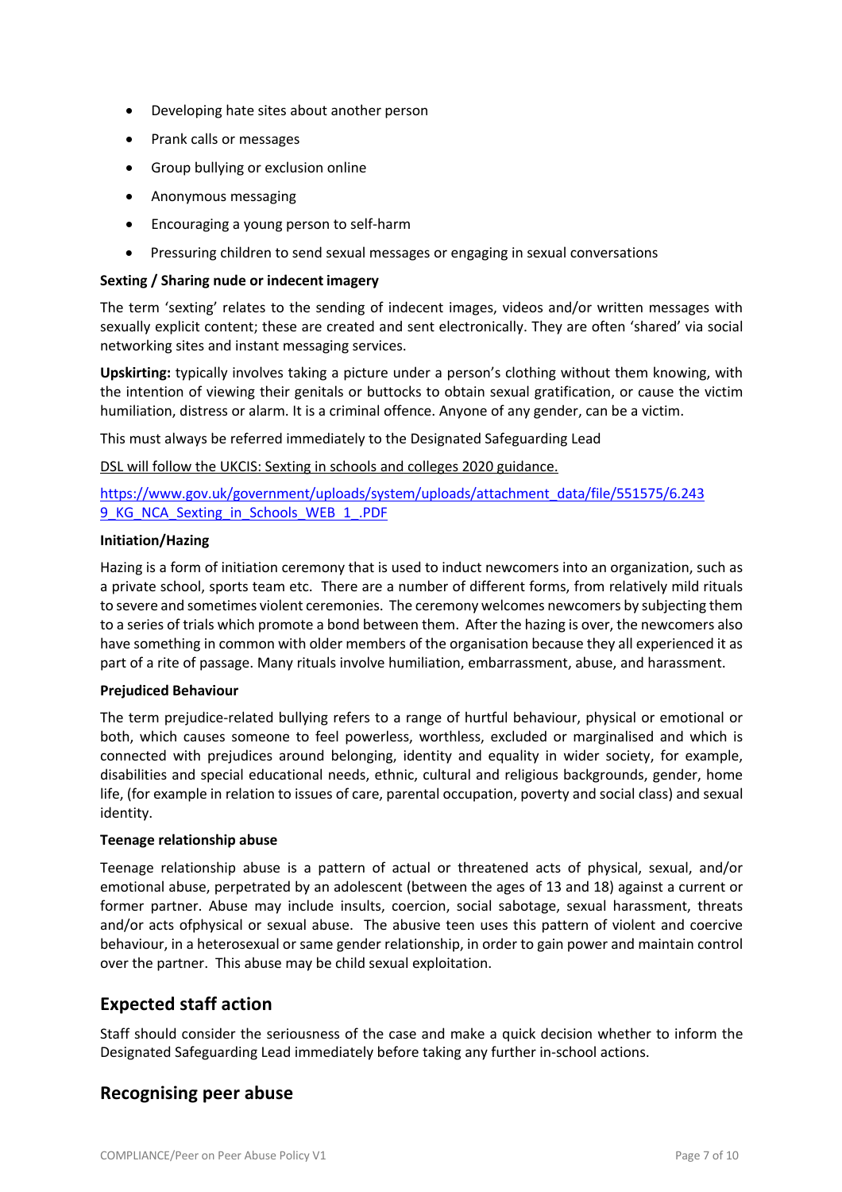- Developing hate sites about another person
- Prank calls or messages
- Group bullying or exclusion online
- Anonymous messaging
- Encouraging a young person to self-harm
- Pressuring children to send sexual messages or engaging in sexual conversations

**Sexting / Sharing nude or indecent imagery**

The term 'sexting' relates to the sending of indecent images, videos and/or written messages with sexually explicit content; these are created and sent electronically. They are often 'shared' via social networking sites and instant messaging services.

**Upskirting:** typically involves taking a picture under a person's clothing without them knowing, with the intention of viewing their genitals or buttocks to obtain sexual gratification, or cause the victim humiliation, distress or alarm. It is a criminal offence. Anyone of any gender, can be a victim.

This must always be referred immediately to the Designated Safeguarding Lead

DSL will follow the UKCIS: Sexting in schools and colleges 2020 guidance.

https://www.gov.uk/government/uploads/system/uploads/attachment_data/file/551575/6.2439_KG_NCA_Sexting_in_Schools_WEB_1_.PDF

**Initiation/Hazing**

Hazing is a form of initiation ceremony that is used to induct newcomers into an organization, such as a private school, sports team etc. There are a number of different forms, from relatively mild rituals to severe and sometimes violent ceremonies. The ceremony welcomes newcomers by subjecting them to a series of trials which promote a bond between them. After the hazing is over, the newcomers also have something in common with older members of the organisation because they all experienced it as part of a rite of passage. Many rituals involve humiliation, embarrassment, abuse, and harassment.

**Prejudiced Behaviour**

The term prejudice-related bullying refers to a range of hurtful behaviour, physical or emotional or both, which causes someone to feel powerless, worthless, excluded or marginalised and which is connected with prejudices around belonging, identity and equality in wider society, for example, disabilities and special educational needs, ethnic, cultural and religious backgrounds, gender, home life, (for example in relation to issues of care, parental occupation, poverty and social class) and sexual identity.

**Teenage relationship abuse**

Teenage relationship abuse is a pattern of actual or threatened acts of physical, sexual, and/or emotional abuse, perpetrated by an adolescent (between the ages of 13 and 18) against a current or former partner. Abuse may include insults, coercion, social sabotage, sexual harassment, threats and/or acts ofphysical or sexual abuse. The abusive teen uses this pattern of violent and coercive behaviour, in a heterosexual or same gender relationship, in order to gain power and maintain control over the partner. This abuse may be child sexual exploitation.

## Expected staff action

Staff should consider the seriousness of the case and make a quick decision whether to inform the Designated Safeguarding Lead immediately before taking any further in-school actions.

## Recognising peer abuse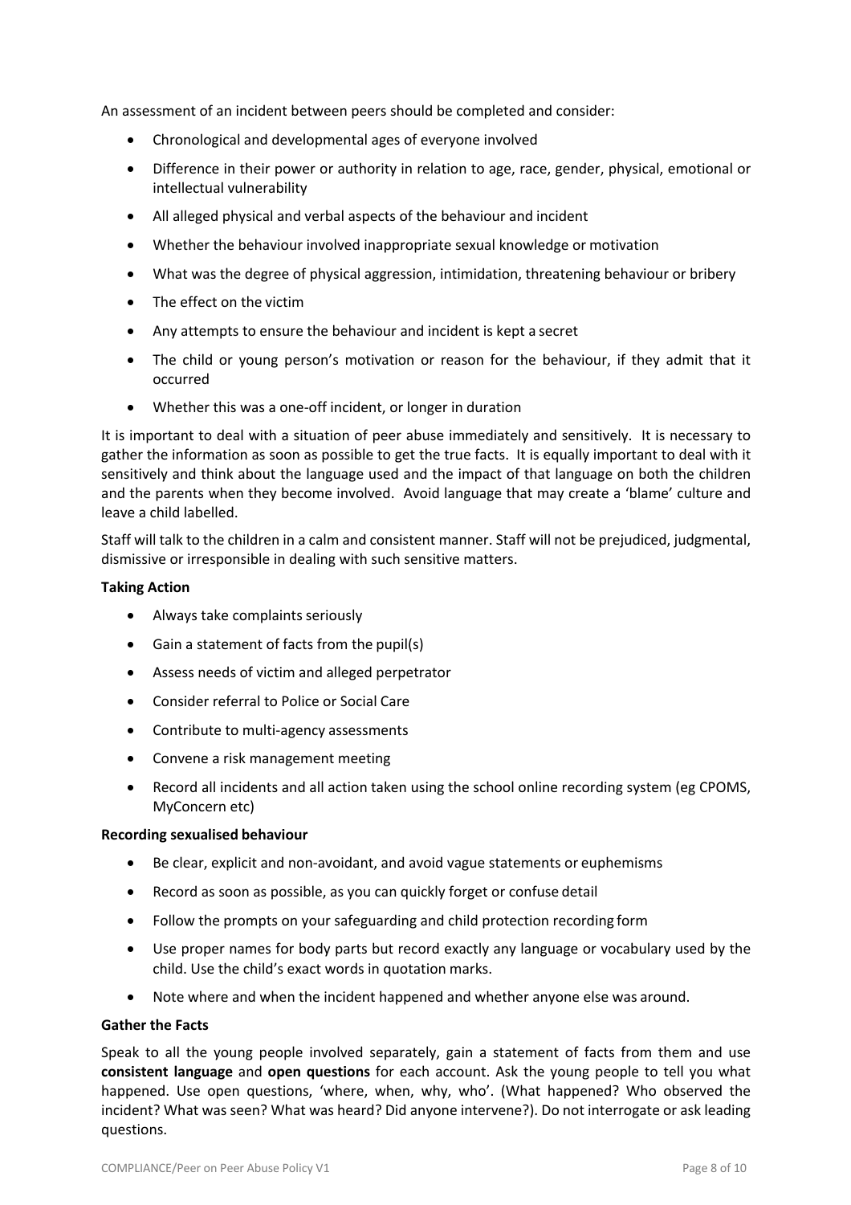An assessment of an incident between peers should be completed and consider:

- Chronological and developmental ages of everyone involved
- Difference in their power or authority in relation to age, race, gender, physical, emotional or intellectual vulnerability
- All alleged physical and verbal aspects of the behaviour and incident
- Whether the behaviour involved inappropriate sexual knowledge or motivation
- What was the degree of physical aggression, intimidation, threatening behaviour or bribery
- The effect on the victim
- Any attempts to ensure the behaviour and incident is kept a secret
- The child or young person's motivation or reason for the behaviour, if they admit that it occurred
- Whether this was a one-off incident, or longer in duration

It is important to deal with a situation of peer abuse immediately and sensitively. It is necessary to gather the information as soon as possible to get the true facts. It is equally important to deal with it sensitively and think about the language used and the impact of that language on both the children and the parents when they become involved. Avoid language that may create a 'blame' culture and leave a child labelled.

Staff will talk to the children in a calm and consistent manner. Staff will not be prejudiced, judgmental, dismissive or irresponsible in dealing with such sensitive matters.

**Taking Action**

- Always take complaints seriously
- Gain a statement of facts from the pupil(s)
- Assess needs of victim and alleged perpetrator
- Consider referral to Police or Social Care
- Contribute to multi-agency assessments
- Convene a risk management meeting
- Record all incidents and all action taken using the school online recording system (eg CPOMS, MyConcern etc)

**Recording sexualised behaviour**

- Be clear, explicit and non-avoidant, and avoid vague statements or euphemisms
- Record as soon as possible, as you can quickly forget or confuse detail
- Follow the prompts on your safeguarding and child protection recording form
- Use proper names for body parts but record exactly any language or vocabulary used by the child. Use the child's exact words in quotation marks.
- Note where and when the incident happened and whether anyone else was around.

**Gather the Facts**

Speak to all the young people involved separately, gain a statement of facts from them and use **consistent language** and **open questions** for each account. Ask the young people to tell you what happened. Use open questions, 'where, when, why, who'. (What happened? Who observed the incident? What was seen? What was heard? Did anyone intervene?). Do not interrogate or ask leading questions.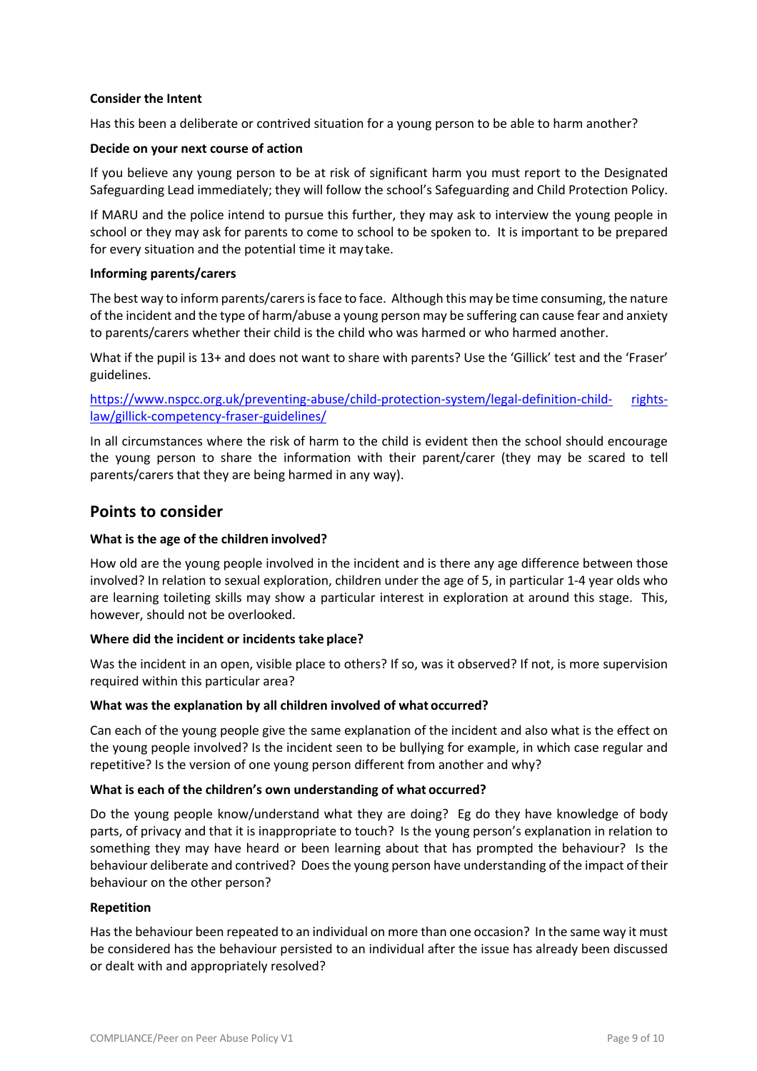**Consider the Intent**

Has this been a deliberate or contrived situation for a young person to be able to harm another?

**Decide on your next course of action**

If you believe any young person to be at risk of significant harm you must report to the Designated Safeguarding Lead immediately; they will follow the school's Safeguarding and Child Protection Policy.

If MARU and the police intend to pursue this further, they may ask to interview the young people in school or they may ask for parents to come to school to be spoken to. It is important to be prepared for every situation and the potential time it may take.

**Informing parents/carers**

The best way to inform parents/carers is face to face. Although this may be time consuming, the nature of the incident and the type of harm/abuse a young person may be suffering can cause fear and anxiety to parents/carers whether their child is the child who was harmed or who harmed another.

What if the pupil is 13+ and does not want to share with parents? Use the 'Gillick' test and the 'Fraser' guidelines.

https://www.nspcc.org.uk/preventing-abuse/child-protection-system/legal-definition-child-rights-law/gillick-competency-fraser-guidelines/

In all circumstances where the risk of harm to the child is evident then the school should encourage the young person to share the information with their parent/carer (they may be scared to tell parents/carers that they are being harmed in any way).

## Points to consider

**What is the age of the children involved?**

How old are the young people involved in the incident and is there any age difference between those involved? In relation to sexual exploration, children under the age of 5, in particular 1-4 year olds who are learning toileting skills may show a particular interest in exploration at around this stage. This, however, should not be overlooked.

**Where did the incident or incidents take place?**

Was the incident in an open, visible place to others? If so, was it observed? If not, is more supervision required within this particular area?

**What was the explanation by all children involved of what occurred?**

Can each of the young people give the same explanation of the incident and also what is the effect on the young people involved? Is the incident seen to be bullying for example, in which case regular and repetitive? Is the version of one young person different from another and why?

**What is each of the children's own understanding of what occurred?**

Do the young people know/understand what they are doing? Eg do they have knowledge of body parts, of privacy and that it is inappropriate to touch? Is the young person's explanation in relation to something they may have heard or been learning about that has prompted the behaviour? Is the behaviour deliberate and contrived? Does the young person have understanding of the impact of their behaviour on the other person?

**Repetition**

Has the behaviour been repeated to an individual on more than one occasion? In the same way it must be considered has the behaviour persisted to an individual after the issue has already been discussed or dealt with and appropriately resolved?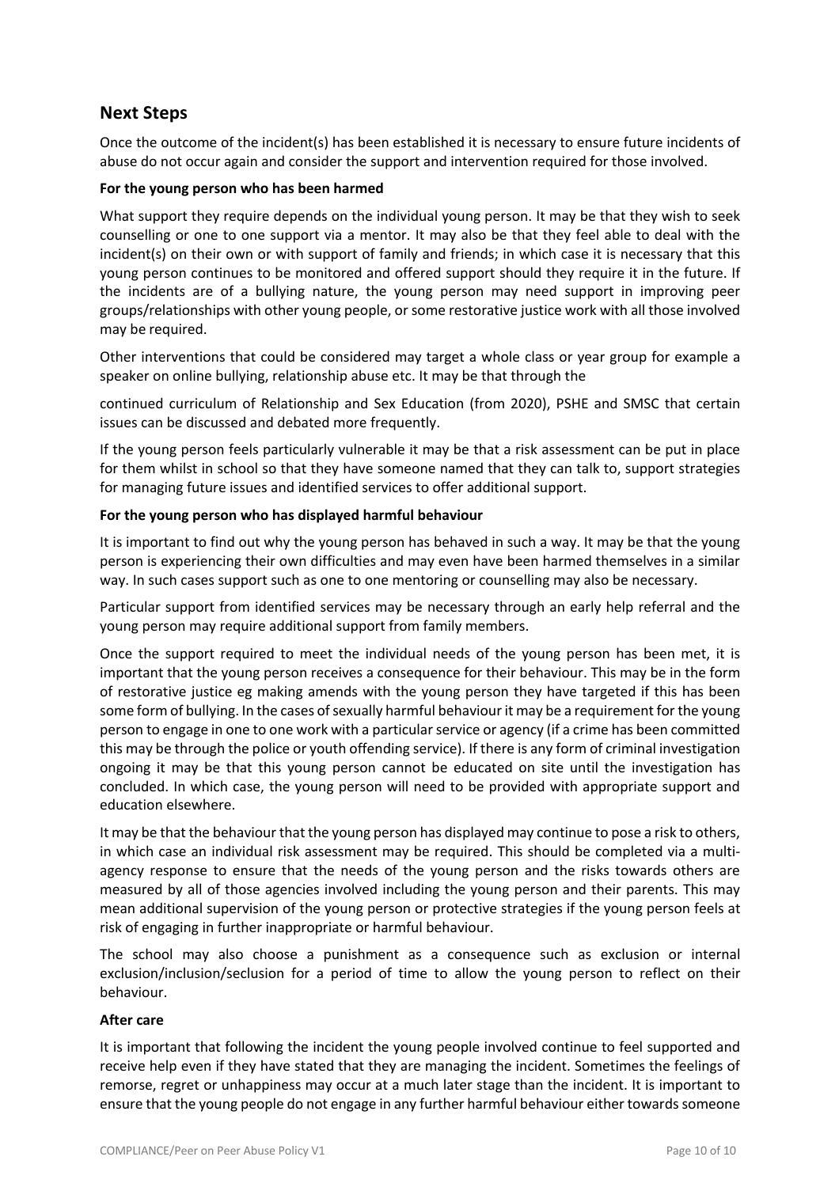## Next Steps

Once the outcome of the incident(s) has been established it is necessary to ensure future incidents of abuse do not occur again and consider the support and intervention required for those involved.

**For the young person who has been harmed**

What support they require depends on the individual young person. It may be that they wish to seek counselling or one to one support via a mentor. It may also be that they feel able to deal with the incident(s) on their own or with support of family and friends; in which case it is necessary that this young person continues to be monitored and offered support should they require it in the future. If the incidents are of a bullying nature, the young person may need support in improving peer groups/relationships with other young people, or some restorative justice work with all those involved may be required.

Other interventions that could be considered may target a whole class or year group for example a speaker on online bullying, relationship abuse etc. It may be that through the continued curriculum of Relationship and Sex Education (from 2020), PSHE and SMSC that certain issues can be discussed and debated more frequently.

If the young person feels particularly vulnerable it may be that a risk assessment can be put in place for them whilst in school so that they have someone named that they can talk to, support strategies for managing future issues and identified services to offer additional support.

**For the young person who has displayed harmful behaviour**

It is important to find out why the young person has behaved in such a way. It may be that the young person is experiencing their own difficulties and may even have been harmed themselves in a similar way. In such cases support such as one to one mentoring or counselling may also be necessary.

Particular support from identified services may be necessary through an early help referral and the young person may require additional support from family members.

Once the support required to meet the individual needs of the young person has been met, it is important that the young person receives a consequence for their behaviour. This may be in the form of restorative justice eg making amends with the young person they have targeted if this has been some form of bullying. In the cases of sexually harmful behaviour it may be a requirement for the young person to engage in one to one work with a particular service or agency (if a crime has been committed this may be through the police or youth offending service). If there is any form of criminal investigation ongoing it may be that this young person cannot be educated on site until the investigation has concluded. In which case, the young person will need to be provided with appropriate support and education elsewhere.

It may be that the behaviour that the young person has displayed may continue to pose a risk to others, in which case an individual risk assessment may be required. This should be completed via a multi-agency response to ensure that the needs of the young person and the risks towards others are measured by all of those agencies involved including the young person and their parents. This may mean additional supervision of the young person or protective strategies if the young person feels at risk of engaging in further inappropriate or harmful behaviour.

The school may also choose a punishment as a consequence such as exclusion or internal exclusion/inclusion/seclusion for a period of time to allow the young person to reflect on their behaviour.

**After care**

It is important that following the incident the young people involved continue to feel supported and receive help even if they have stated that they are managing the incident. Sometimes the feelings of remorse, regret or unhappiness may occur at a much later stage than the incident. It is important to ensure that the young people do not engage in any further harmful behaviour either towards someone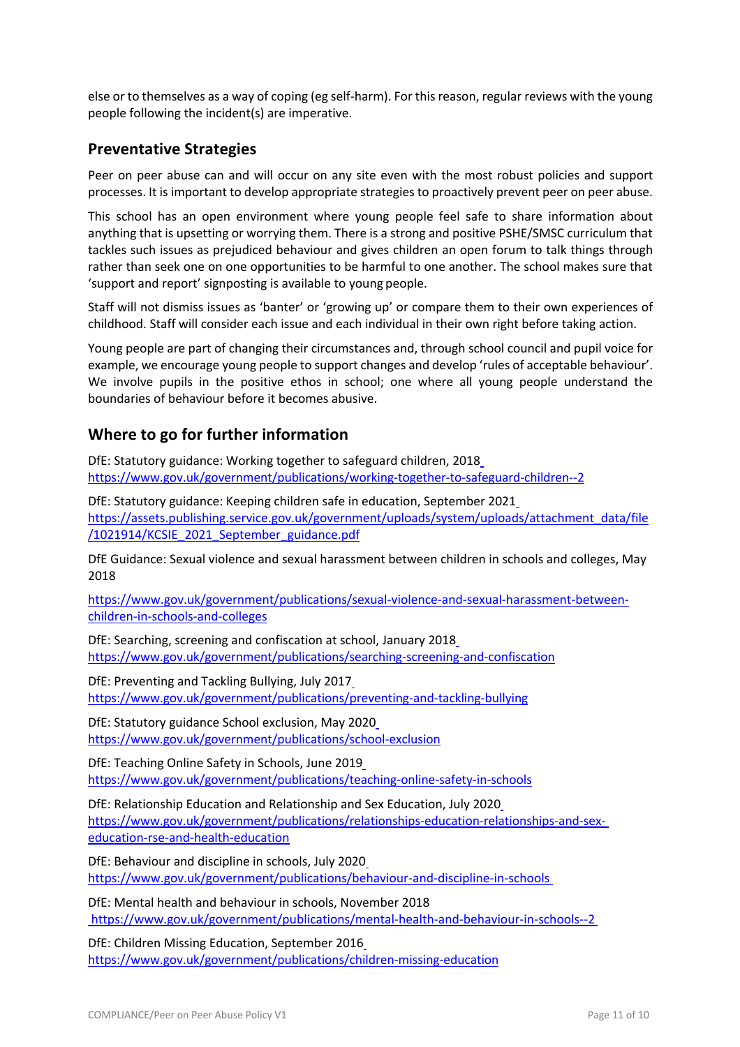else or to themselves as a way of coping (eg self-harm). For this reason, regular reviews with the young people following the incident(s) are imperative.

## Preventative Strategies

Peer on peer abuse can and will occur on any site even with the most robust policies and support processes. It is important to develop appropriate strategies to proactively prevent peer on peer abuse.

This school has an open environment where young people feel safe to share information about anything that is upsetting or worrying them. There is a strong and positive PSHE/SMSC curriculum that tackles such issues as prejudiced behaviour and gives children an open forum to talk things through rather than seek one on one opportunities to be harmful to one another. The school makes sure that 'support and report' signposting is available to young people.

Staff will not dismiss issues as 'banter' or 'growing up' or compare them to their own experiences of childhood. Staff will consider each issue and each individual in their own right before taking action.

Young people are part of changing their circumstances and, through school council and pupil voice for example, we encourage young people to support changes and develop 'rules of acceptable behaviour'. We involve pupils in the positive ethos in school; one where all young people understand the boundaries of behaviour before it becomes abusive.

## Where to go for further information

DfE: Statutory guidance: Working together to safeguard children, 2018
https://www.gov.uk/government/publications/working-together-to-safeguard-children--2

DfE: Statutory guidance: Keeping children safe in education, September 2021
https://assets.publishing.service.gov.uk/government/uploads/system/uploads/attachment_data/file/1021914/KCSIE_2021_September_guidance.pdf

DfE Guidance: Sexual violence and sexual harassment between children in schools and colleges, May 2018

https://www.gov.uk/government/publications/sexual-violence-and-sexual-harassment-between-children-in-schools-and-colleges

DfE: Searching, screening and confiscation at school, January 2018
https://www.gov.uk/government/publications/searching-screening-and-confiscation

DfE: Preventing and Tackling Bullying, July 2017
https://www.gov.uk/government/publications/preventing-and-tackling-bullying

DfE: Statutory guidance School exclusion, May 2020
https://www.gov.uk/government/publications/school-exclusion

DfE: Teaching Online Safety in Schools, June 2019
https://www.gov.uk/government/publications/teaching-online-safety-in-schools

DfE: Relationship Education and Relationship and Sex Education, July 2020
https://www.gov.uk/government/publications/relationships-education-relationships-and-sex-education-rse-and-health-education

DfE: Behaviour and discipline in schools, July 2020
https://www.gov.uk/government/publications/behaviour-and-discipline-in-schools

DfE: Mental health and behaviour in schools, November 2018
https://www.gov.uk/government/publications/mental-health-and-behaviour-in-schools--2

DfE: Children Missing Education, September 2016
https://www.gov.uk/government/publications/children-missing-education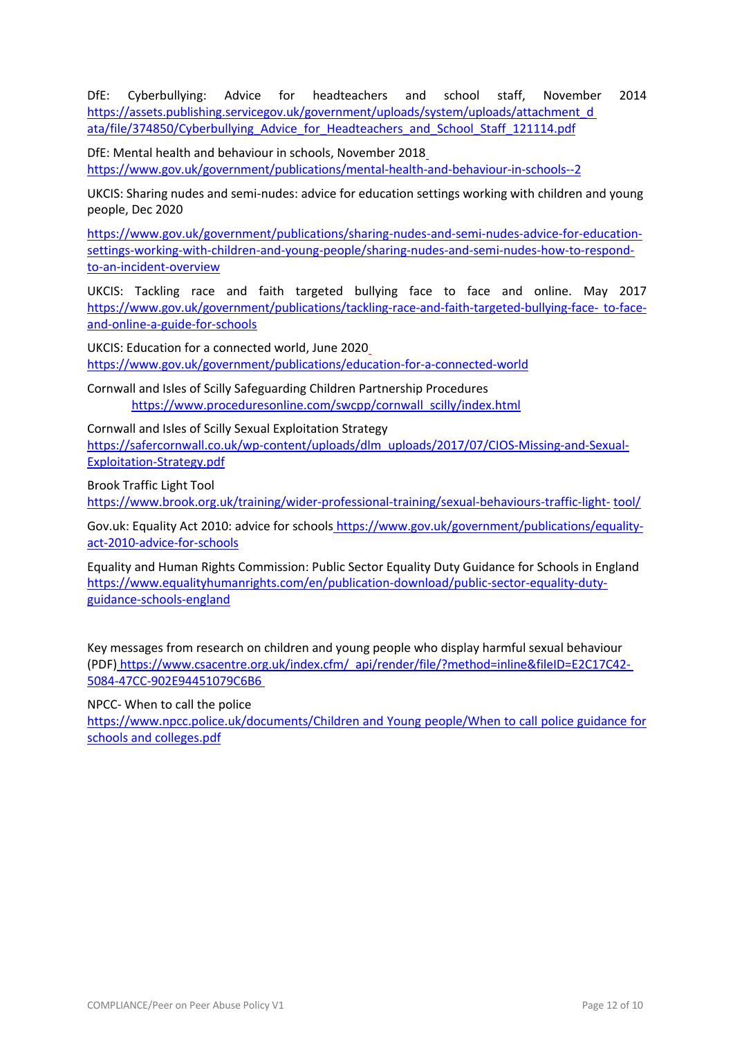DfE: Cyberbullying: Advice for headteachers and school staff, November 2014 https://assets.publishing.servicegov.uk/government/uploads/system/uploads/attachment_data/file/374850/Cyberbullying_Advice_for_Headteachers_and_School_Staff_121114.pdf

DfE: Mental health and behaviour in schools, November 2018 https://www.gov.uk/government/publications/mental-health-and-behaviour-in-schools--2

UKCIS: Sharing nudes and semi-nudes: advice for education settings working with children and young people, Dec 2020

https://www.gov.uk/government/publications/sharing-nudes-and-semi-nudes-advice-for-education-settings-working-with-children-and-young-people/sharing-nudes-and-semi-nudes-how-to-respond-to-an-incident-overview

UKCIS: Tackling race and faith targeted bullying face to face and online. May 2017 https://www.gov.uk/government/publications/tackling-race-and-faith-targeted-bullying-face- to-face-and-online-a-guide-for-schools

UKCIS: Education for a connected world, June 2020 https://www.gov.uk/government/publications/education-for-a-connected-world

Cornwall and Isles of Scilly Safeguarding Children Partnership Procedures https://www.proceduresonline.com/swcpp/cornwall_scilly/index.html

Cornwall and Isles of Scilly Sexual Exploitation Strategy https://safercornwall.co.uk/wp-content/uploads/dlm_uploads/2017/07/CIOS-Missing-and-Sexual-Exploitation-Strategy.pdf

Brook Traffic Light Tool https://www.brook.org.uk/training/wider-professional-training/sexual-behaviours-traffic-light- tool/

Gov.uk: Equality Act 2010: advice for schools https://www.gov.uk/government/publications/equality-act-2010-advice-for-schools

Equality and Human Rights Commission: Public Sector Equality Duty Guidance for Schools in England https://www.equalityhumanrights.com/en/publication-download/public-sector-equality-duty-guidance-schools-england

Key messages from research on children and young people who display harmful sexual behaviour (PDF) https://www.csacentre.org.uk/index.cfm/_api/render/file/?method=inline&fileID=E2C17C42-5084-47CC-902E94451079C6B6

NPCC- When to call the police https://www.npcc.police.uk/documents/Children and Young people/When to call police guidance for schools and colleges.pdf